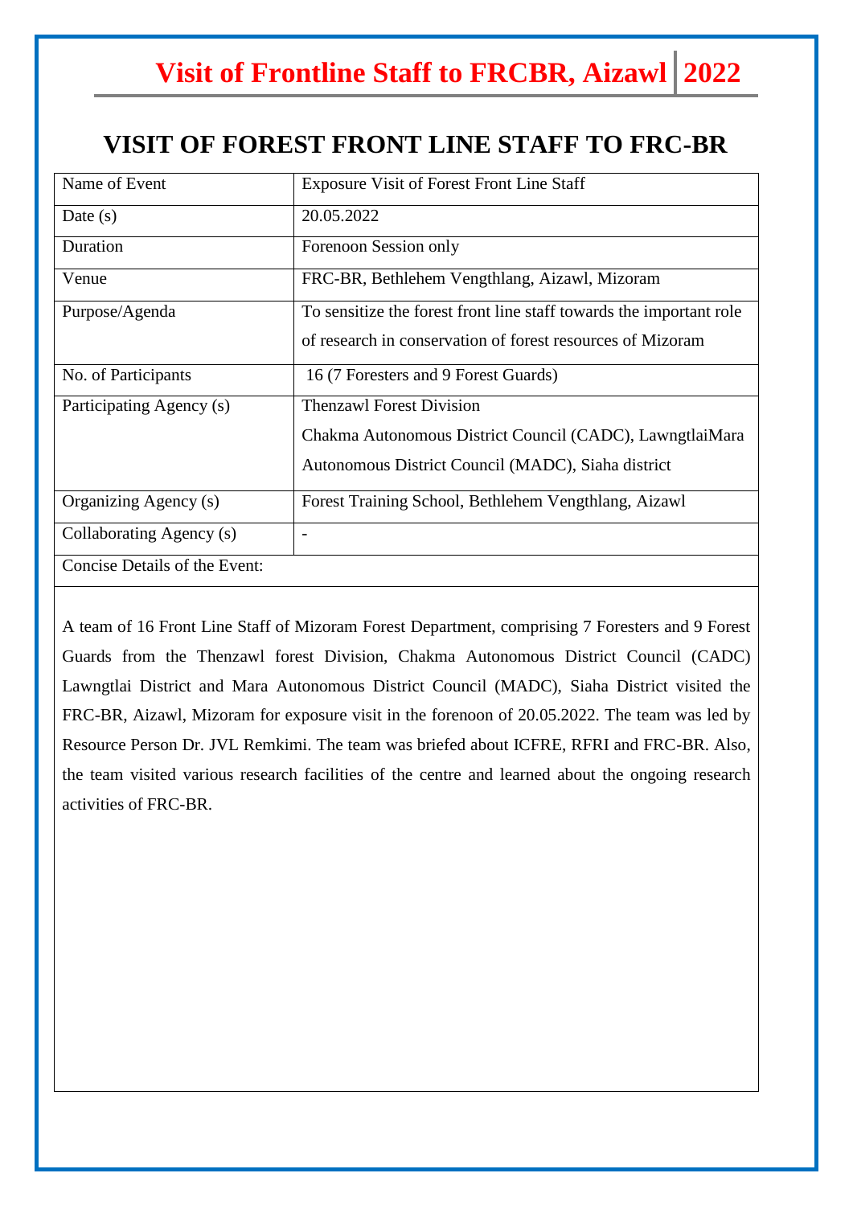# VISIT OF FOREST FRONT LINE STAFF TO FRC-BR

| Name of Event | Exposure Visit of Forest Front Line Staff |
|---|---|
| Date (s) | 20.05.2022 |
| Duration | Forenoon Session only |
| Venue | FRC-BR, Bethlehem Vengthlang, Aizawl, Mizoram |
| Purpose/Agenda | To sensitize the forest front line staff towards the important role of research in conservation of forest resources of Mizoram |
| No. of Participants | 16 (7 Foresters and 9 Forest Guards) |
| Participating Agency (s) | Thenzawl Forest Division<br>Chakma Autonomous District Council (CADC), LawngtlaiMara Autonomous District Council (MADC), Siaha district |
| Organizing Agency (s) | Forest Training School, Bethlehem Vengthlang, Aizawl |
| Collaborating Agency (s) | - |

Concise Details of the Event:

A team of 16 Front Line Staff of Mizoram Forest Department, comprising 7 Foresters and 9 Forest Guards from the Thenzawl forest Division, Chakma Autonomous District Council (CADC) Lawngtlai District and Mara Autonomous District Council (MADC), Siaha District visited the FRC-BR, Aizawl, Mizoram for exposure visit in the forenoon of 20.05.2022. The team was led by Resource Person Dr. JVL Remkimi. The team was briefed about ICFRE, RFRI and FRC-BR. Also, the team visited various research facilities of the centre and learned about the ongoing research activities of FRC-BR.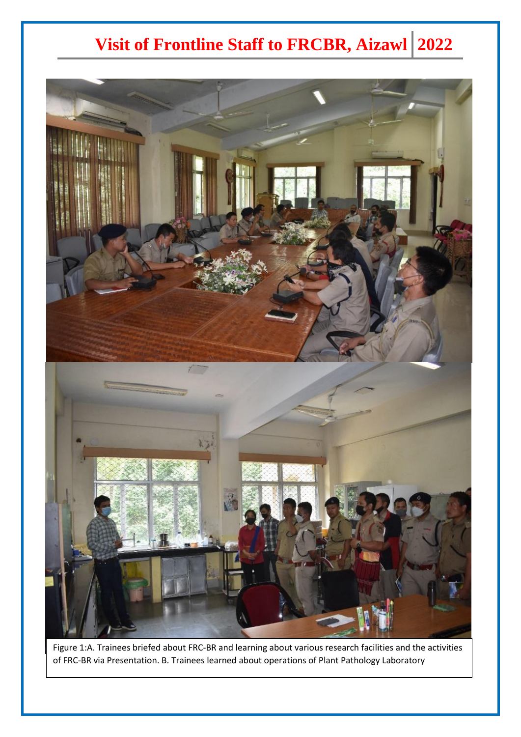# Visit of Frontline Staff to FRCBR, Aizawl | 2022

Figure 1:A. Trainees briefed about FRC-BR and learning about various research facilities and the activities of FRC-BR via Presentation. B. Trainees learned about operations of Plant Pathology Laboratory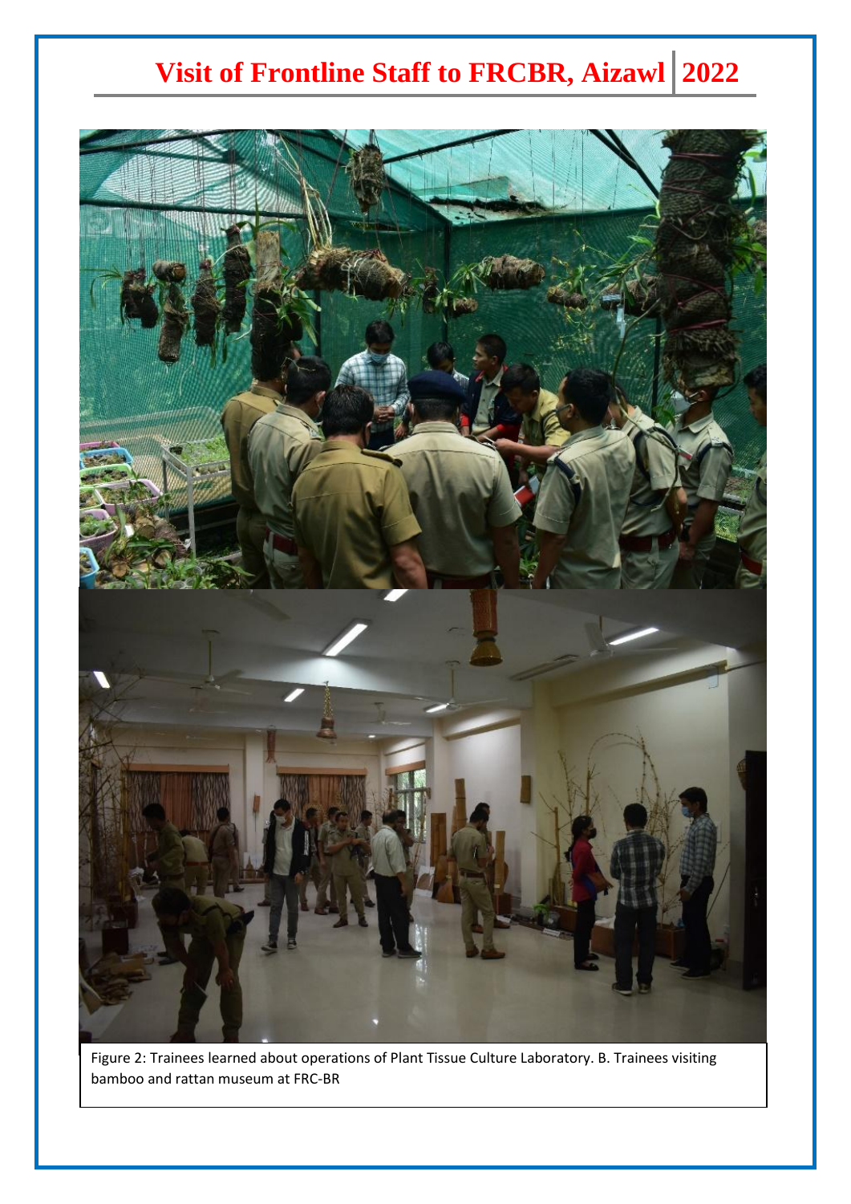Figure 2: Trainees learned about operations of Plant Tissue Culture Laboratory. B. Trainees visiting bamboo and rattan museum at FRC-BR